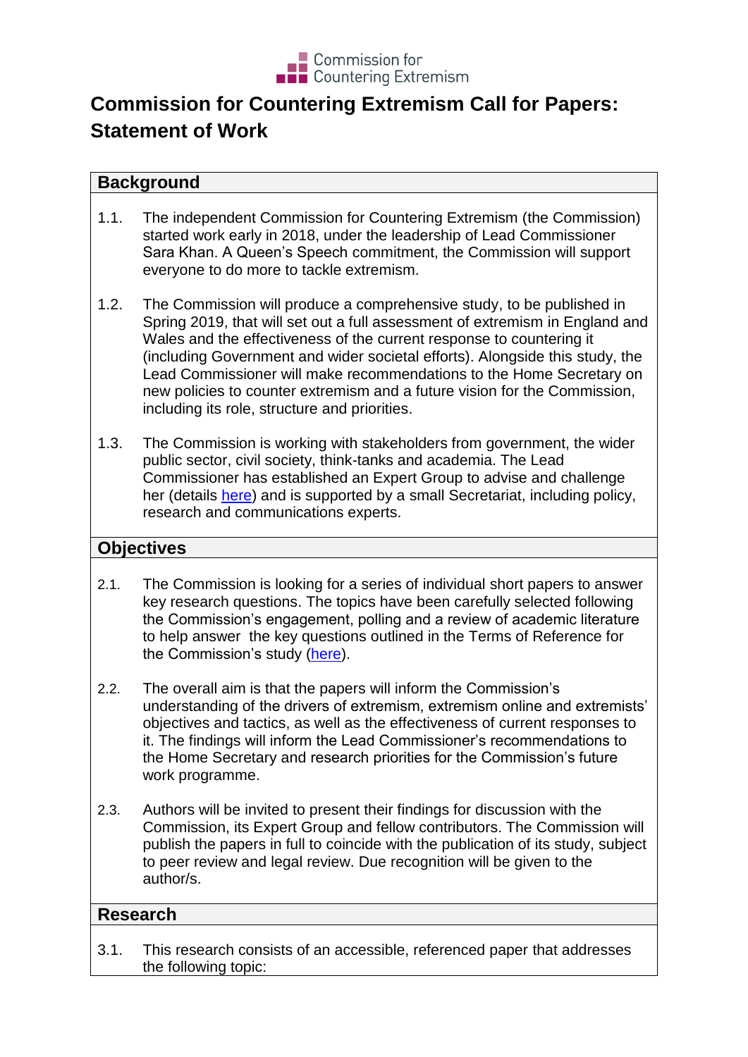Commission for Countering Extremism

# Commission for Countering Extremism Call for Papers: Statement of Work

## Background

1.1. The independent Commission for Countering Extremism (the Commission) started work early in 2018, under the leadership of Lead Commissioner Sara Khan. A Queen's Speech commitment, the Commission will support everyone to do more to tackle extremism.

1.2. The Commission will produce a comprehensive study, to be published in Spring 2019, that will set out a full assessment of extremism in England and Wales and the effectiveness of the current response to countering it (including Government and wider societal efforts). Alongside this study, the Lead Commissioner will make recommendations to the Home Secretary on new policies to counter extremism and a future vision for the Commission, including its role, structure and priorities.

1.3. The Commission is working with stakeholders from government, the wider public sector, civil society, think-tanks and academia. The Lead Commissioner has established an Expert Group to advise and challenge her (details [here](#)) and is supported by a small Secretariat, including policy, research and communications experts.

## Objectives

2.1. The Commission is looking for a series of individual short papers to answer key research questions. The topics have been carefully selected following the Commission's engagement, polling and a review of academic literature to help answer the key questions outlined in the Terms of Reference for the Commission's study ([here](#)).

2.2. The overall aim is that the papers will inform the Commission's understanding of the drivers of extremism, extremism online and extremists' objectives and tactics, as well as the effectiveness of current responses to it. The findings will inform the Lead Commissioner's recommendations to the Home Secretary and research priorities for the Commission's future work programme.

2.3. Authors will be invited to present their findings for discussion with the Commission, its Expert Group and fellow contributors. The Commission will publish the papers in full to coincide with the publication of its study, subject to peer review and legal review. Due recognition will be given to the author/s.

## Research

3.1. This research consists of an accessible, referenced paper that addresses the following topic: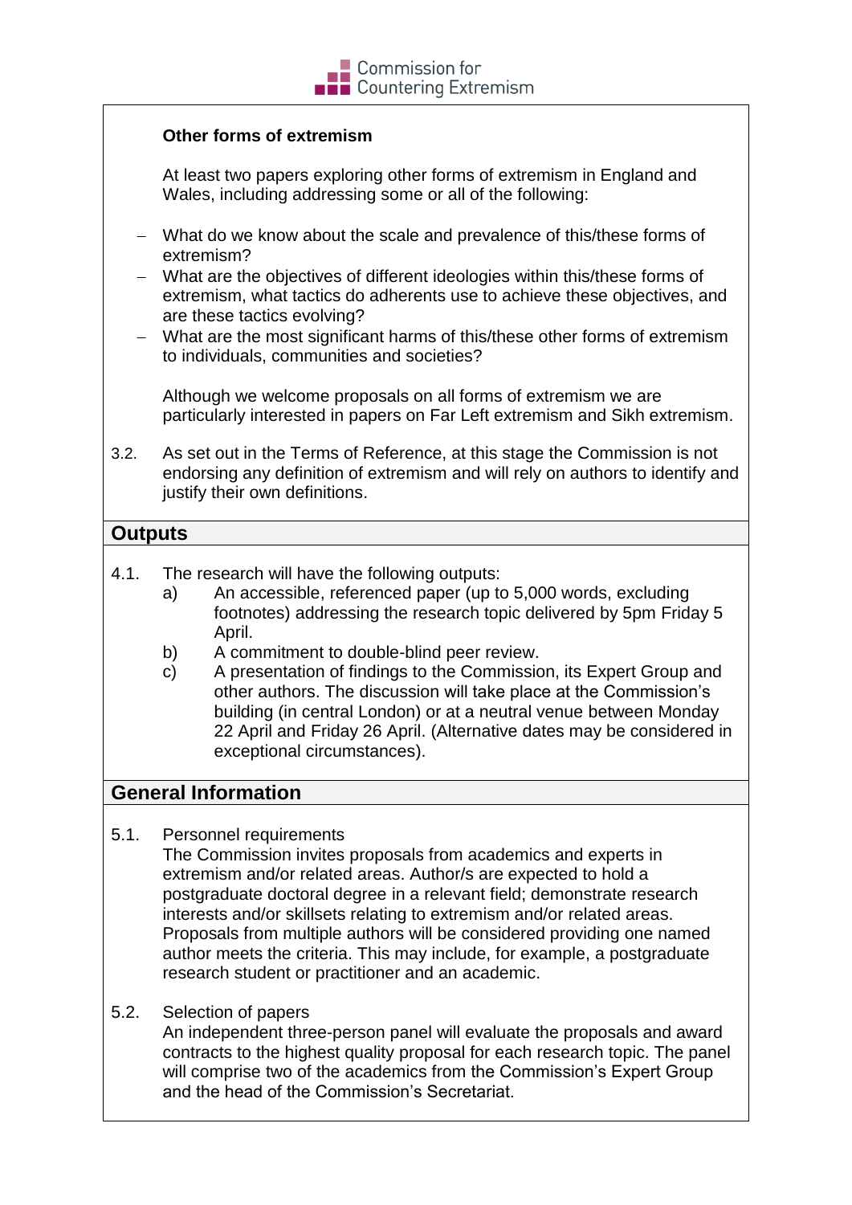**Other forms of extremism**

At least two papers exploring other forms of extremism in England and Wales, including addressing some or all of the following:

- What do we know about the scale and prevalence of this/these forms of extremism?
- What are the objectives of different ideologies within this/these forms of extremism, what tactics do adherents use to achieve these objectives, and are these tactics evolving?
- What are the most significant harms of this/these other forms of extremism to individuals, communities and societies?

Although we welcome proposals on all forms of extremism we are particularly interested in papers on Far Left extremism and Sikh extremism.

3.2. As set out in the Terms of Reference, at this stage the Commission is not endorsing any definition of extremism and will rely on authors to identify and justify their own definitions.

## Outputs

4.1. The research will have the following outputs:

a) An accessible, referenced paper (up to 5,000 words, excluding footnotes) addressing the research topic delivered by 5pm Friday 5 April.

b) A commitment to double-blind peer review.

c) A presentation of findings to the Commission, its Expert Group and other authors. The discussion will take place at the Commission's building (in central London) or at a neutral venue between Monday 22 April and Friday 26 April. (Alternative dates may be considered in exceptional circumstances).

## General Information

5.1. Personnel requirements

The Commission invites proposals from academics and experts in extremism and/or related areas. Author/s are expected to hold a postgraduate doctoral degree in a relevant field; demonstrate research interests and/or skillsets relating to extremism and/or related areas. Proposals from multiple authors will be considered providing one named author meets the criteria. This may include, for example, a postgraduate research student or practitioner and an academic.

5.2. Selection of papers

An independent three-person panel will evaluate the proposals and award contracts to the highest quality proposal for each research topic. The panel will comprise two of the academics from the Commission's Expert Group and the head of the Commission's Secretariat.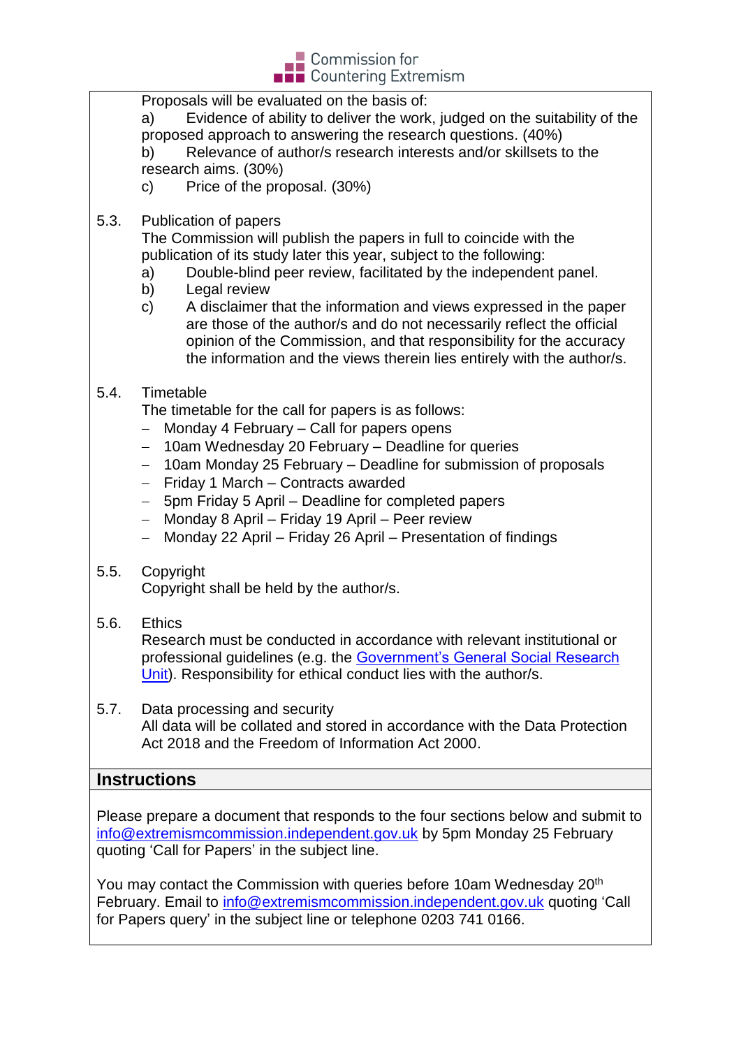Proposals will be evaluated on the basis of:

a) Evidence of ability to deliver the work, judged on the suitability of the proposed approach to answering the research questions. (40%)

b) Relevance of author/s research interests and/or skillsets to the research aims. (30%)

c) Price of the proposal. (30%)

5.3. Publication of papers

The Commission will publish the papers in full to coincide with the publication of its study later this year, subject to the following:

a) Double-blind peer review, facilitated by the independent panel.

b) Legal review

c) A disclaimer that the information and views expressed in the paper are those of the author/s and do not necessarily reflect the official opinion of the Commission, and that responsibility for the accuracy the information and the views therein lies entirely with the author/s.

5.4. Timetable

The timetable for the call for papers is as follows:

- Monday 4 February – Call for papers opens
- 10am Wednesday 20 February – Deadline for queries
- 10am Monday 25 February – Deadline for submission of proposals
- Friday 1 March – Contracts awarded
- 5pm Friday 5 April – Deadline for completed papers
- Monday 8 April – Friday 19 April – Peer review
- Monday 22 April – Friday 26 April – Presentation of findings

5.5. Copyright

Copyright shall be held by the author/s.

5.6. Ethics

Research must be conducted in accordance with relevant institutional or professional guidelines (e.g. the Government's General Social Research Unit). Responsibility for ethical conduct lies with the author/s.

5.7. Data processing and security

All data will be collated and stored in accordance with the Data Protection Act 2018 and the Freedom of Information Act 2000.

## Instructions

Please prepare a document that responds to the four sections below and submit to info@extremismcommission.independent.gov.uk by 5pm Monday 25 February quoting 'Call for Papers' in the subject line.

You may contact the Commission with queries before 10am Wednesday 20th February. Email to info@extremismcommission.independent.gov.uk quoting 'Call for Papers query' in the subject line or telephone 0203 741 0166.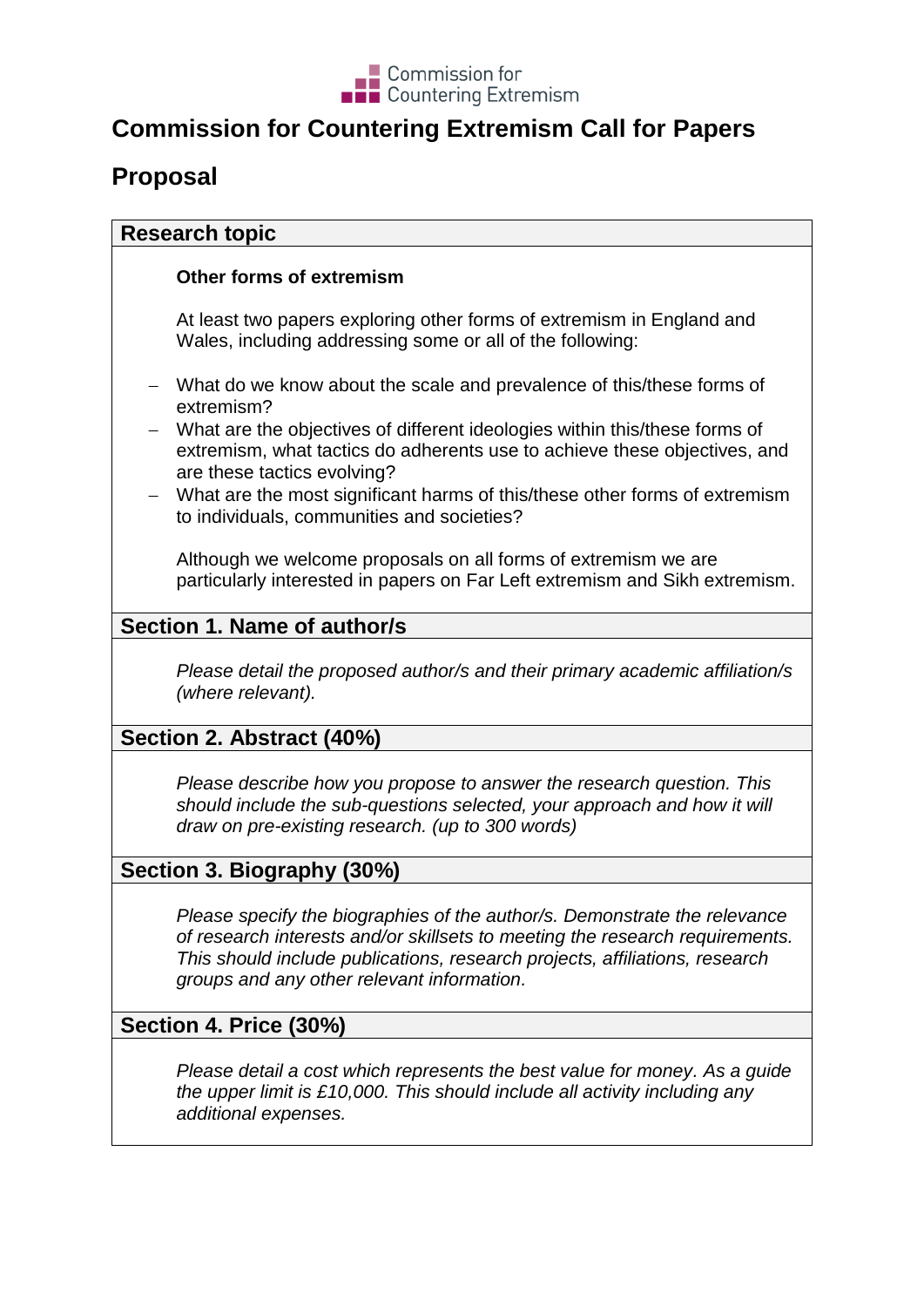Commission for Countering Extremism

# Commission for Countering Extremism Call for Papers

## Proposal

| **Research topic** |
| --- |
| **Other forms of extremism**<br><br>At least two papers exploring other forms of extremism in England and Wales, including addressing some or all of the following:<br><br>– What do we know about the scale and prevalence of this/these forms of extremism?<br>– What are the objectives of different ideologies within this/these forms of extremism, what tactics do adherents use to achieve these objectives, and are these tactics evolving?<br>– What are the most significant harms of this/these other forms of extremism to individuals, communities and societies?<br><br>Although we welcome proposals on all forms of extremism we are particularly interested in papers on Far Left extremism and Sikh extremism. |
| **Section 1. Name of author/s** |
| *Please detail the proposed author/s and their primary academic affiliation/s (where relevant).* |
| **Section 2. Abstract (40%)** |
| *Please describe how you propose to answer the research question. This should include the sub-questions selected, your approach and how it will draw on pre-existing research. (up to 300 words)* |
| **Section 3. Biography (30%)** |
| *Please specify the biographies of the author/s. Demonstrate the relevance of research interests and/or skillsets to meeting the research requirements. This should include publications, research projects, affiliations, research groups and any other relevant information.* |
| **Section 4. Price (30%)** |
| *Please detail a cost which represents the best value for money. As a guide the upper limit is £10,000. This should include all activity including any additional expenses.* |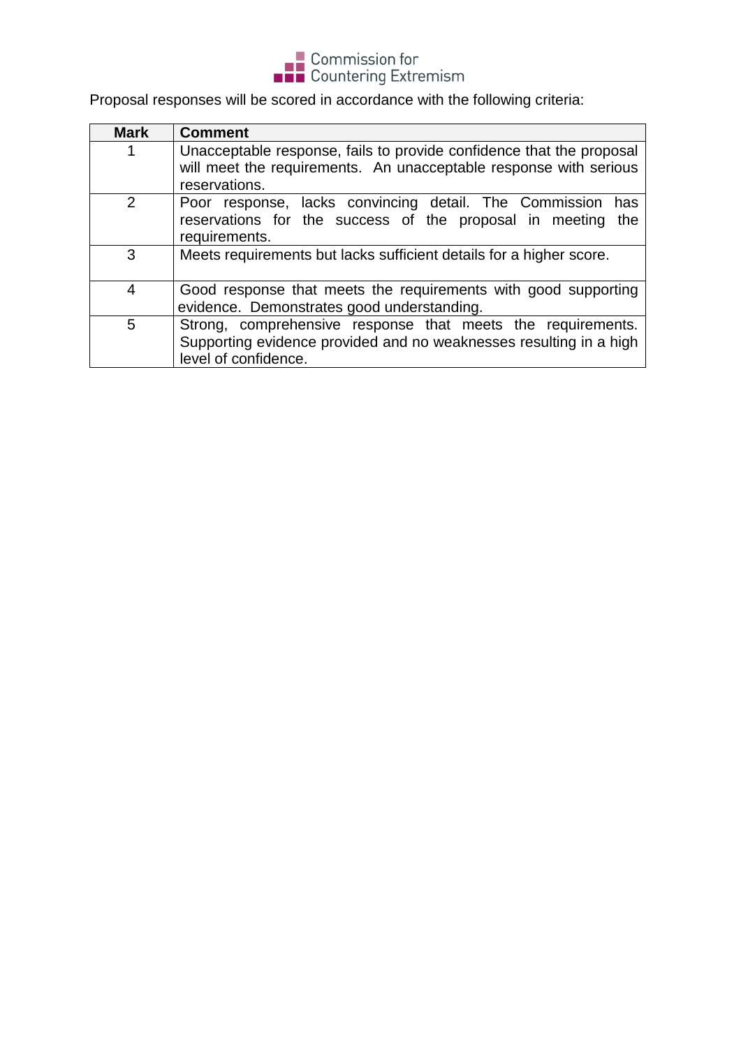Proposal responses will be scored in accordance with the following criteria:

| Mark | Comment |
|---|---|
| 1 | Unacceptable response, fails to provide confidence that the proposal will meet the requirements. An unacceptable response with serious reservations. |
| 2 | Poor response, lacks convincing detail. The Commission has reservations for the success of the proposal in meeting the requirements. |
| 3 | Meets requirements but lacks sufficient details for a higher score. |
| 4 | Good response that meets the requirements with good supporting evidence. Demonstrates good understanding. |
| 5 | Strong, comprehensive response that meets the requirements. Supporting evidence provided and no weaknesses resulting in a high level of confidence. |